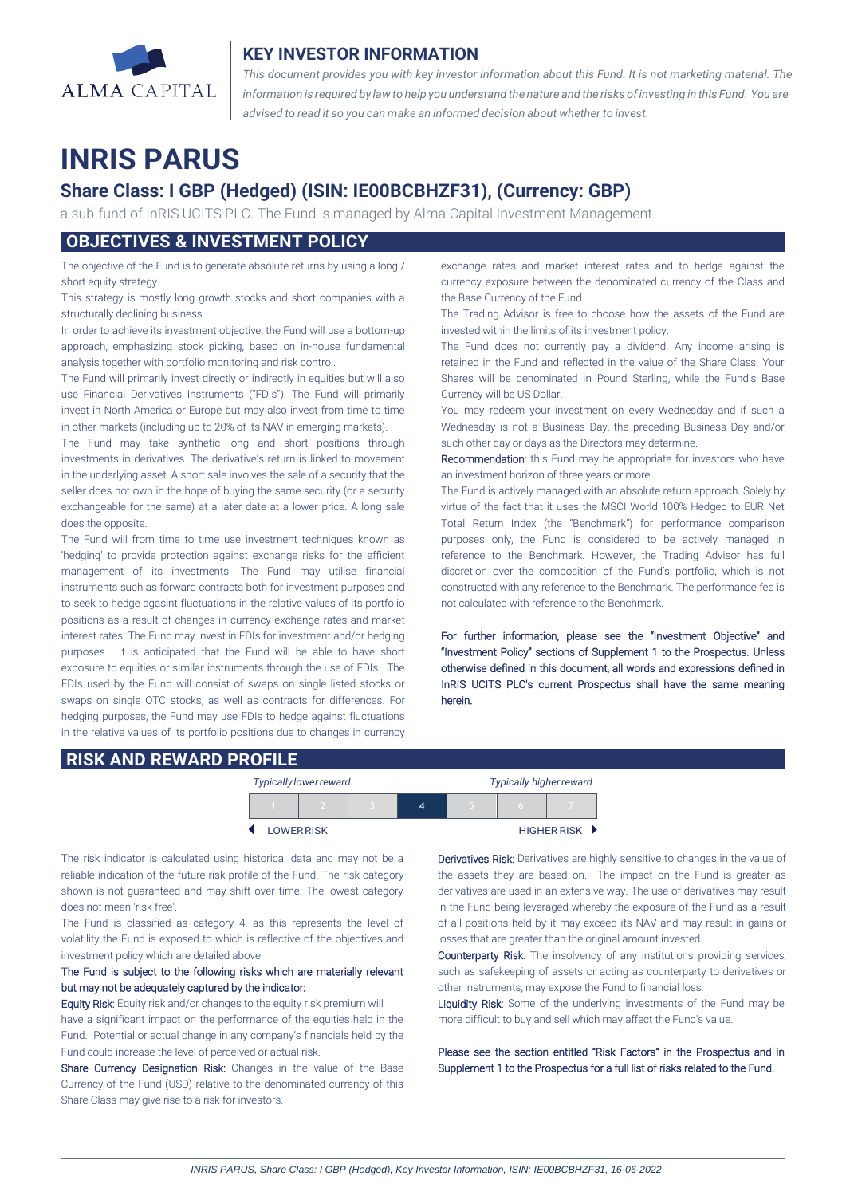ALMA CAPITAL

## KEY INVESTOR INFORMATION

*This document provides you with key investor information about this Fund. It is not marketing material. The information is required by law to help you understand the nature and the risks of investing in this Fund. You are advised to read it so you can make an informed decision about whether to invest.*

# INRIS PARUS

## Share Class: I GBP (Hedged) (ISIN: IE00BCBHZF31), (Currency: GBP)

a sub-fund of InRIS UCITS PLC. The Fund is managed by Alma Capital Investment Management.

## OBJECTIVES & INVESTMENT POLICY

The objective of the Fund is to generate absolute returns by using a long / short equity strategy.

This strategy is mostly long growth stocks and short companies with a structurally declining business.

In order to achieve its investment objective, the Fund will use a bottom-up approach, emphasizing stock picking, based on in-house fundamental analysis together with portfolio monitoring and risk control.

The Fund will primarily invest directly or indirectly in equities but will also use Financial Derivatives Instruments ("FDIs"). The Fund will primarily invest in North America or Europe but may also invest from time to time in other markets (including up to 20% of its NAV in emerging markets).

The Fund may take synthetic long and short positions through investments in derivatives. The derivative's return is linked to movement in the underlying asset. A short sale involves the sale of a security that the seller does not own in the hope of buying the same security (or a security exchangeable for the same) at a later date at a lower price. A long sale does the opposite.

The Fund will from time to time use investment techniques known as 'hedging' to provide protection against exchange risks for the efficient management of its investments. The Fund may utilise financial instruments such as forward contracts both for investment purposes and to seek to hedge agasint fluctuations in the relative values of its portfolio positions as a result of changes in currency exchange rates and market interest rates. The Fund may invest in FDIs for investment and/or hedging purposes. It is anticipated that the Fund will be able to have short exposure to equities or similar instruments through the use of FDIs. The FDIs used by the Fund will consist of swaps on single listed stocks or swaps on single OTC stocks, as well as contracts for differences. For hedging purposes, the Fund may use FDIs to hedge against fluctuations in the relative values of its portfolio positions due to changes in currency exchange rates and market interest rates and to hedge against the currency exposure between the denominated currency of the Class and the Base Currency of the Fund.

The Trading Advisor is free to choose how the assets of the Fund are invested within the limits of its investment policy.

The Fund does not currently pay a dividend. Any income arising is retained in the Fund and reflected in the value of the Share Class. Your Shares will be denominated in Pound Sterling, while the Fund's Base Currency will be US Dollar.

You may redeem your investment on every Wednesday and if such a Wednesday is not a Business Day, the preceding Business Day and/or such other day or days as the Directors may determine.

Recommendation: this Fund may be appropriate for investors who have an investment horizon of three years or more.

The Fund is actively managed with an absolute return approach. Solely by virtue of the fact that it uses the MSCI World 100% Hedged to EUR Net Total Return Index (the "Benchmark") for performance comparison purposes only, the Fund is considered to be actively managed in reference to the Benchmark. However, the Trading Advisor has full discretion over the composition of the Fund's portfolio, which is not constructed with any reference to the Benchmark. The performance fee is not calculated with reference to the Benchmark.

For further information, please see the "Investment Objective" and "Investment Policy" sections of Supplement 1 to the Prospectus. Unless otherwise defined in this document, all words and expressions defined in InRIS UCITS PLC's current Prospectus shall have the same meaning herein.

## RISK AND REWARD PROFILE

| *Typically lower reward* | | | | | | *Typically higher reward* |
|---|---|---|---|---|---|---|
| 1 | 2 | 3 | **4** | 5 | 6 | 7 |
| ◄ LOWER RISK | | | | | | HIGHER RISK ► |

The risk indicator is calculated using historical data and may not be a reliable indication of the future risk profile of the Fund. The risk category shown is not guaranteed and may shift over time. The lowest category does not mean 'risk free'.

The Fund is classified as category 4, as this represents the level of volatility the Fund is exposed to which is reflective of the objectives and investment policy which are detailed above.

The Fund is subject to the following risks which are materially relevant but may not be adequately captured by the indicator:

Equity Risk: Equity risk and/or changes to the equity risk premium will have a significant impact on the performance of the equities held in the Fund. Potential or actual change in any company's financials held by the Fund could increase the level of perceived or actual risk.

Share Currency Designation Risk: Changes in the value of the Base Currency of the Fund (USD) relative to the denominated currency of this Share Class may give rise to a risk for investors.

Derivatives Risk: Derivatives are highly sensitive to changes in the value of the assets they are based on. The impact on the Fund is greater as derivatives are used in an extensive way. The use of derivatives may result in the Fund being leveraged whereby the exposure of the Fund as a result of all positions held by it may exceed its NAV and may result in gains or losses that are greater than the original amount invested.

Counterparty Risk: The insolvency of any institutions providing services, such as safekeeping of assets or acting as counterparty to derivatives or other instruments, may expose the Fund to financial loss.

Liquidity Risk: Some of the underlying investments of the Fund may be more difficult to buy and sell which may affect the Fund's value.

Please see the section entitled "Risk Factors" in the Prospectus and in Supplement 1 to the Prospectus for a full list of risks related to the Fund.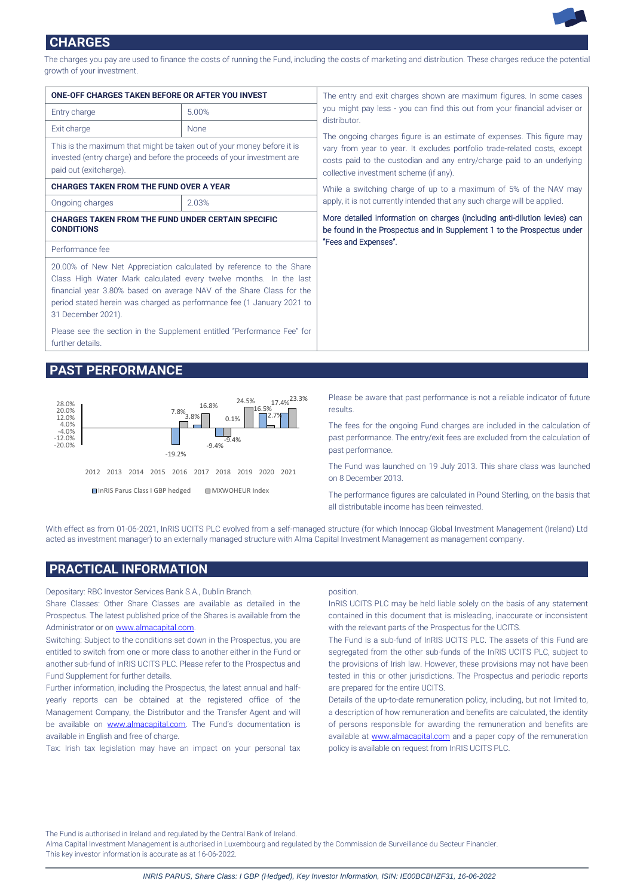## CHARGES

The charges you pay are used to finance the costs of running the Fund, including the costs of marketing and distribution. These charges reduce the potential growth of your investment.

| ONE-OFF CHARGES TAKEN BEFORE OR AFTER YOU INVEST | |
|---|---|
| Entry charge | 5.00% |
| Exit charge | None |
| This is the maximum that might be taken out of your money before it is invested (entry charge) and before the proceeds of your investment are paid out (exitcharge). | |
| **CHARGES TAKEN FROM THE FUND OVER A YEAR** | |
| Ongoing charges | 2.03% |
| **CHARGES TAKEN FROM THE FUND UNDER CERTAIN SPECIFIC CONDITIONS** | |
| Performance fee | |
| 20.00% of New Net Appreciation calculated by reference to the Share Class High Water Mark calculated every twelve months. In the last financial year 3.80% based on average NAV of the Share Class for the period stated herein was charged as performance fee (1 January 2021 to 31 December 2021). Please see the section in the Supplement entitled "Performance Fee" for further details. | |

The entry and exit charges shown are maximum figures. In some cases you might pay less - you can find this out from your financial adviser or distributor.

The ongoing charges figure is an estimate of expenses. This figure may vary from year to year. It excludes portfolio trade-related costs, except costs paid to the custodian and any entry/charge paid to an underlying collective investment scheme (if any).

While a switching charge of up to a maximum of 5% of the NAV may apply, it is not currently intended that any such charge will be applied.

More detailed information on charges (including anti-dilution levies) can be found in the Prospectus and in Supplement 1 to the Prospectus under "Fees and Expenses".

## PAST PERFORMANCE

28.0%
20.0%
12.0%
4.0%
-4.0%
-12.0%
-20.0%

-19.2%
7.8%
3.8%
16.8%
-9.4%
0.1%
-9.4%
24.5%
16.5%
17.4%
2.7%
23.3%

2012 2013 2014 2015 2016 2017 2018 2019 2020 2021

InRIS Parus Class I GBP hedged
MXWOHEUR Index

Please be aware that past performance is not a reliable indicator of future results.

The fees for the ongoing Fund charges are included in the calculation of past performance. The entry/exit fees are excluded from the calculation of past performance.

The Fund was launched on 19 July 2013. This share class was launched on 8 December 2013.

The performance figures are calculated in Pound Sterling, on the basis that all distributable income has been reinvested.

With effect as from 01-06-2021, InRIS UCITS PLC evolved from a self-managed structure (for which Innocap Global Investment Management (Ireland) Ltd acted as investment manager) to an externally managed structure with Alma Capital Investment Management as management company.

## PRACTICAL INFORMATION

Depositary: RBC Investor Services Bank S.A., Dublin Branch.

Share Classes: Other Share Classes are available as detailed in the Prospectus. The latest published price of the Shares is available from the Administrator or on www.almacapital.com.

Switching: Subject to the conditions set down in the Prospectus, you are entitled to switch from one or more class to another either in the Fund or another sub-fund of InRIS UCITS PLC. Please refer to the Prospectus and Fund Supplement for further details.

Further information, including the Prospectus, the latest annual and half-yearly reports can be obtained at the registered office of the Management Company, the Distributor and the Transfer Agent and will be available on www.almacapital.com. The Fund's documentation is available in English and free of charge.

Tax: Irish tax legislation may have an impact on your personal tax position.

InRIS UCITS PLC may be held liable solely on the basis of any statement contained in this document that is misleading, inaccurate or inconsistent with the relevant parts of the Prospectus for the UCITS.

The Fund is a sub-fund of InRIS UCITS PLC. The assets of this Fund are segregated from the other sub-funds of the InRIS UCITS PLC, subject to the provisions of Irish law. However, these provisions may not have been tested in this or other jurisdictions. The Prospectus and periodic reports are prepared for the entire UCITS.

Details of the up-to-date remuneration policy, including, but not limited to, a description of how remuneration and benefits are calculated, the identity of persons responsible for awarding the remuneration and benefits are available at www.almacapital.com and a paper copy of the remuneration policy is available on request from InRIS UCITS PLC.

The Fund is authorised in Ireland and regulated by the Central Bank of Ireland.
Alma Capital Investment Management is authorised in Luxembourg and regulated by the Commission de Surveillance du Secteur Financier.
This key investor information is accurate as at 16-06-2022.